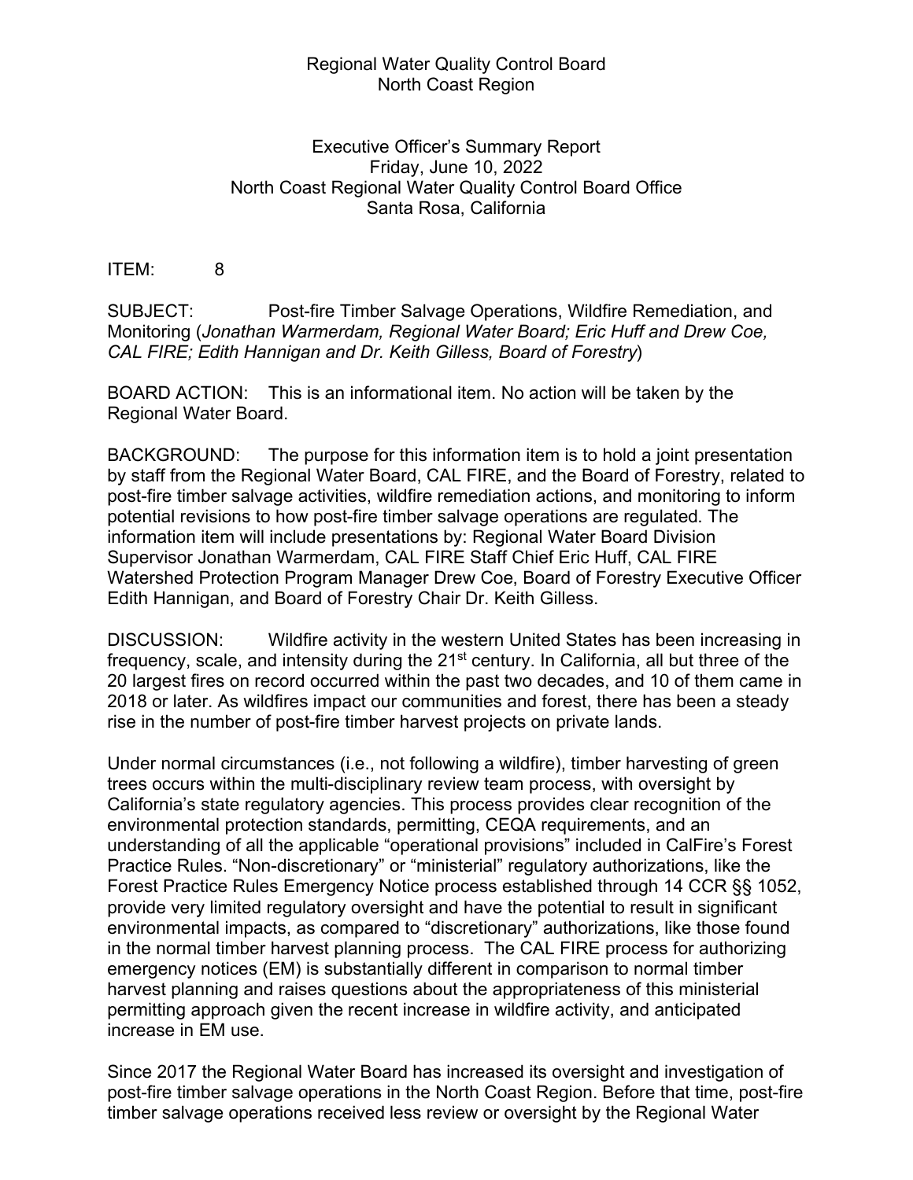Regional Water Quality Control Board
North Coast Region

Executive Officer's Summary Report
Friday, June 10, 2022
North Coast Regional Water Quality Control Board Office
Santa Rosa, California

ITEM: 8

SUBJECT: Post-fire Timber Salvage Operations, Wildfire Remediation, and Monitoring (*Jonathan Warmerdam, Regional Water Board; Eric Huff and Drew Coe, CAL FIRE; Edith Hannigan and Dr. Keith Gilless, Board of Forestry*)

BOARD ACTION: This is an informational item. No action will be taken by the Regional Water Board.

BACKGROUND: The purpose for this information item is to hold a joint presentation by staff from the Regional Water Board, CAL FIRE, and the Board of Forestry, related to post-fire timber salvage activities, wildfire remediation actions, and monitoring to inform potential revisions to how post-fire timber salvage operations are regulated. The information item will include presentations by: Regional Water Board Division Supervisor Jonathan Warmerdam, CAL FIRE Staff Chief Eric Huff, CAL FIRE Watershed Protection Program Manager Drew Coe, Board of Forestry Executive Officer Edith Hannigan, and Board of Forestry Chair Dr. Keith Gilless.

DISCUSSION: Wildfire activity in the western United States has been increasing in frequency, scale, and intensity during the 21st century. In California, all but three of the 20 largest fires on record occurred within the past two decades, and 10 of them came in 2018 or later. As wildfires impact our communities and forest, there has been a steady rise in the number of post-fire timber harvest projects on private lands.

Under normal circumstances (i.e., not following a wildfire), timber harvesting of green trees occurs within the multi-disciplinary review team process, with oversight by California's state regulatory agencies. This process provides clear recognition of the environmental protection standards, permitting, CEQA requirements, and an understanding of all the applicable "operational provisions" included in CalFire's Forest Practice Rules. "Non-discretionary" or "ministerial" regulatory authorizations, like the Forest Practice Rules Emergency Notice process established through 14 CCR §§ 1052, provide very limited regulatory oversight and have the potential to result in significant environmental impacts, as compared to "discretionary" authorizations, like those found in the normal timber harvest planning process. The CAL FIRE process for authorizing emergency notices (EM) is substantially different in comparison to normal timber harvest planning and raises questions about the appropriateness of this ministerial permitting approach given the recent increase in wildfire activity, and anticipated increase in EM use.

Since 2017 the Regional Water Board has increased its oversight and investigation of post-fire timber salvage operations in the North Coast Region. Before that time, post-fire timber salvage operations received less review or oversight by the Regional Water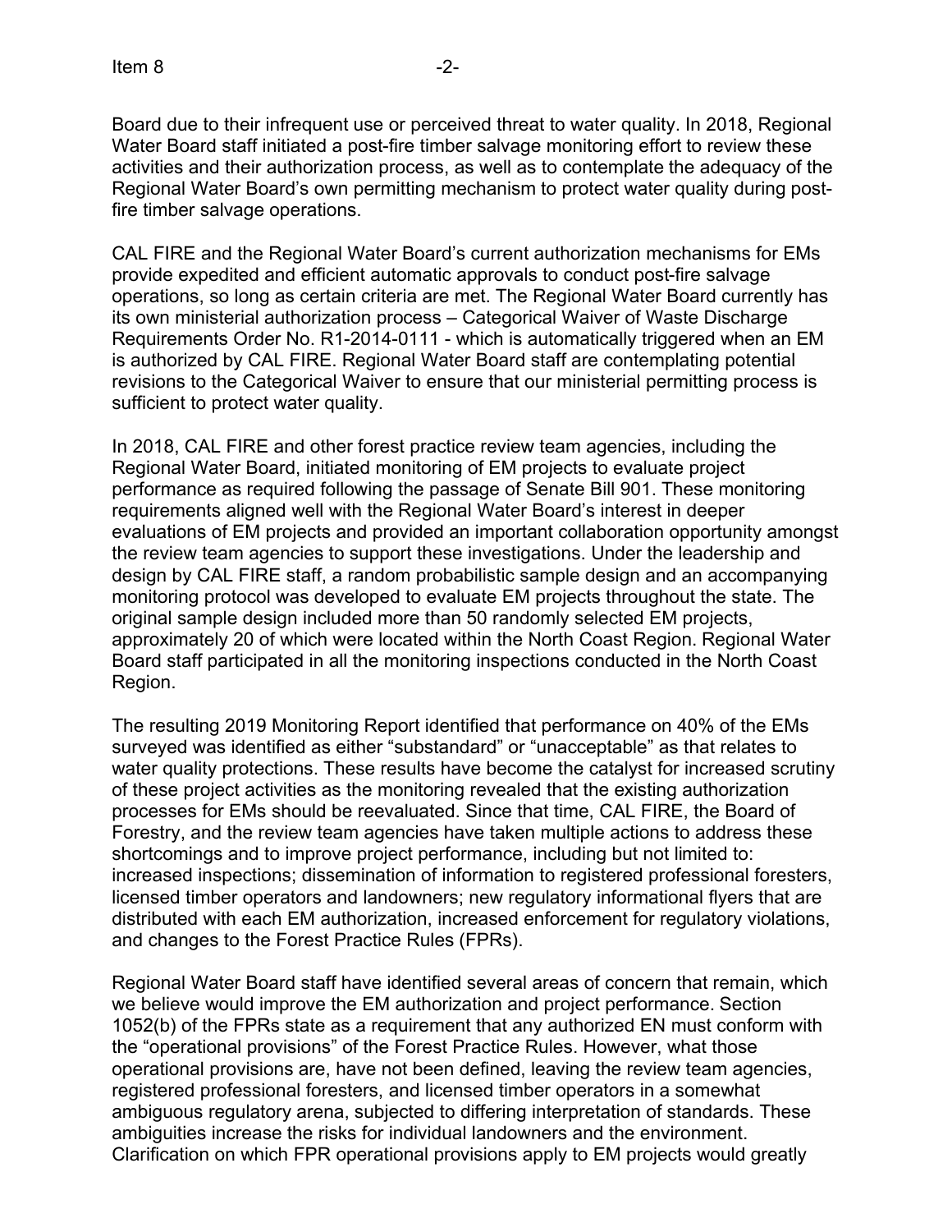Board due to their infrequent use or perceived threat to water quality. In 2018, Regional Water Board staff initiated a post-fire timber salvage monitoring effort to review these activities and their authorization process, as well as to contemplate the adequacy of the Regional Water Board's own permitting mechanism to protect water quality during post-fire timber salvage operations.

CAL FIRE and the Regional Water Board's current authorization mechanisms for EMs provide expedited and efficient automatic approvals to conduct post-fire salvage operations, so long as certain criteria are met. The Regional Water Board currently has its own ministerial authorization process – Categorical Waiver of Waste Discharge Requirements Order No. R1-2014-0111 - which is automatically triggered when an EM is authorized by CAL FIRE. Regional Water Board staff are contemplating potential revisions to the Categorical Waiver to ensure that our ministerial permitting process is sufficient to protect water quality.

In 2018, CAL FIRE and other forest practice review team agencies, including the Regional Water Board, initiated monitoring of EM projects to evaluate project performance as required following the passage of Senate Bill 901. These monitoring requirements aligned well with the Regional Water Board's interest in deeper evaluations of EM projects and provided an important collaboration opportunity amongst the review team agencies to support these investigations. Under the leadership and design by CAL FIRE staff, a random probabilistic sample design and an accompanying monitoring protocol was developed to evaluate EM projects throughout the state. The original sample design included more than 50 randomly selected EM projects, approximately 20 of which were located within the North Coast Region. Regional Water Board staff participated in all the monitoring inspections conducted in the North Coast Region.

The resulting 2019 Monitoring Report identified that performance on 40% of the EMs surveyed was identified as either "substandard" or "unacceptable" as that relates to water quality protections. These results have become the catalyst for increased scrutiny of these project activities as the monitoring revealed that the existing authorization processes for EMs should be reevaluated. Since that time, CAL FIRE, the Board of Forestry, and the review team agencies have taken multiple actions to address these shortcomings and to improve project performance, including but not limited to: increased inspections; dissemination of information to registered professional foresters, licensed timber operators and landowners; new regulatory informational flyers that are distributed with each EM authorization, increased enforcement for regulatory violations, and changes to the Forest Practice Rules (FPRs).

Regional Water Board staff have identified several areas of concern that remain, which we believe would improve the EM authorization and project performance. Section 1052(b) of the FPRs state as a requirement that any authorized EN must conform with the "operational provisions" of the Forest Practice Rules. However, what those operational provisions are, have not been defined, leaving the review team agencies, registered professional foresters, and licensed timber operators in a somewhat ambiguous regulatory arena, subjected to differing interpretation of standards. These ambiguities increase the risks for individual landowners and the environment. Clarification on which FPR operational provisions apply to EM projects would greatly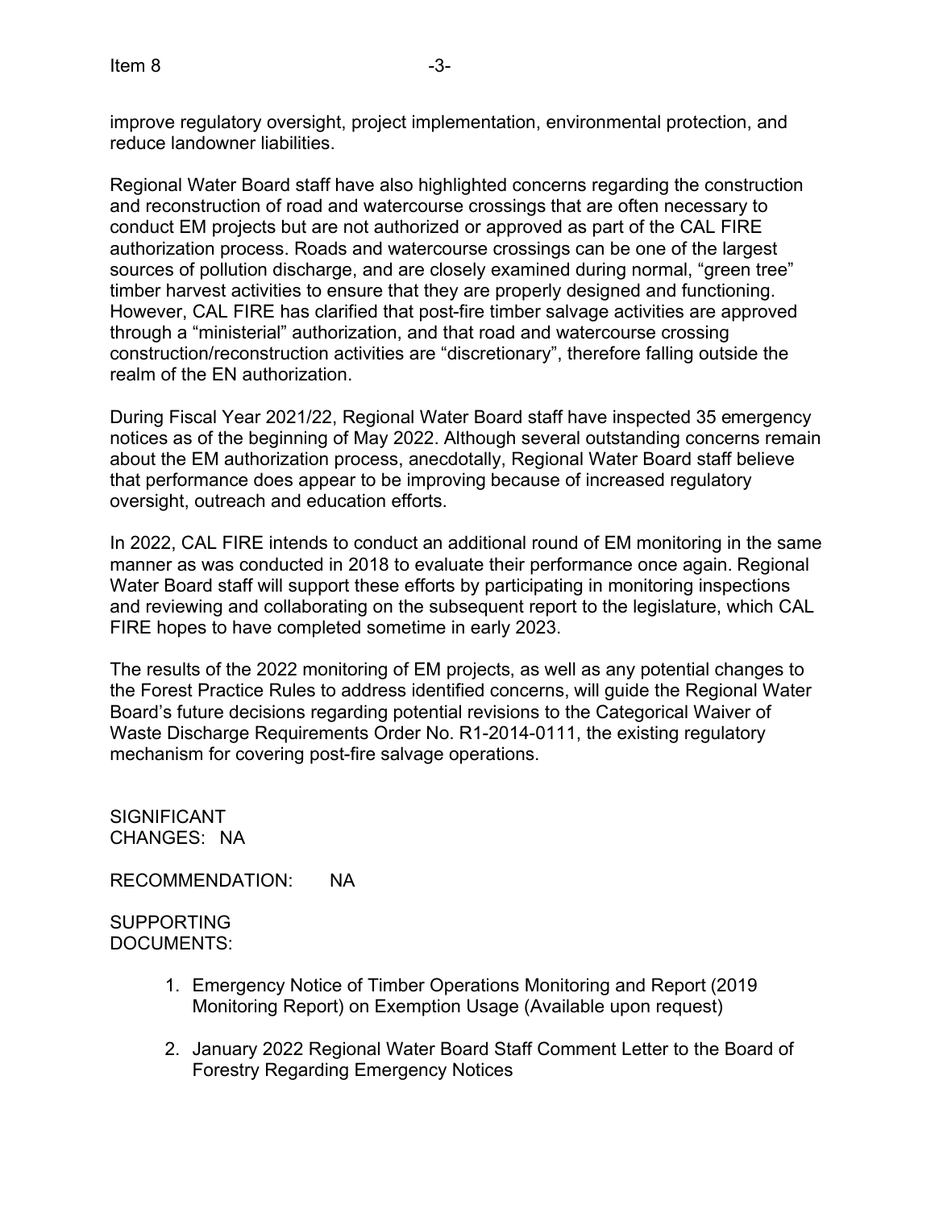improve regulatory oversight, project implementation, environmental protection, and reduce landowner liabilities.

Regional Water Board staff have also highlighted concerns regarding the construction and reconstruction of road and watercourse crossings that are often necessary to conduct EM projects but are not authorized or approved as part of the CAL FIRE authorization process. Roads and watercourse crossings can be one of the largest sources of pollution discharge, and are closely examined during normal, "green tree" timber harvest activities to ensure that they are properly designed and functioning. However, CAL FIRE has clarified that post-fire timber salvage activities are approved through a "ministerial" authorization, and that road and watercourse crossing construction/reconstruction activities are "discretionary", therefore falling outside the realm of the EN authorization.

During Fiscal Year 2021/22, Regional Water Board staff have inspected 35 emergency notices as of the beginning of May 2022. Although several outstanding concerns remain about the EM authorization process, anecdotally, Regional Water Board staff believe that performance does appear to be improving because of increased regulatory oversight, outreach and education efforts.

In 2022, CAL FIRE intends to conduct an additional round of EM monitoring in the same manner as was conducted in 2018 to evaluate their performance once again. Regional Water Board staff will support these efforts by participating in monitoring inspections and reviewing and collaborating on the subsequent report to the legislature, which CAL FIRE hopes to have completed sometime in early 2023.

The results of the 2022 monitoring of EM projects, as well as any potential changes to the Forest Practice Rules to address identified concerns, will guide the Regional Water Board's future decisions regarding potential revisions to the Categorical Waiver of Waste Discharge Requirements Order No. R1-2014-0111, the existing regulatory mechanism for covering post-fire salvage operations.

SIGNIFICANT CHANGES: NA

RECOMMENDATION: NA

SUPPORTING DOCUMENTS:

1. Emergency Notice of Timber Operations Monitoring and Report (2019 Monitoring Report) on Exemption Usage (Available upon request)
2. January 2022 Regional Water Board Staff Comment Letter to the Board of Forestry Regarding Emergency Notices